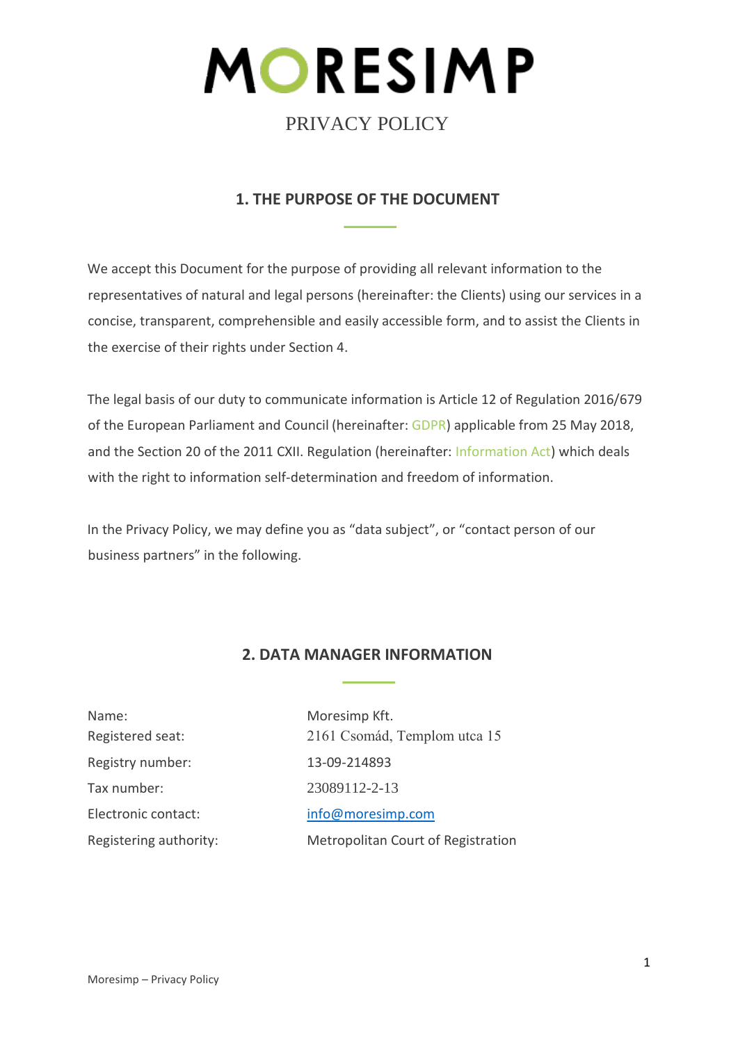# MORESIMP

PRIVACY POLICY

## 1. THE PURPOSE OF THE DOCUMENT

We accept this Document for the purpose of providing all relevant information to the representatives of natural and legal persons (hereinafter: the Clients) using our services in a concise, transparent, comprehensible and easily accessible form, and to assist the Clients in the exercise of their rights under Section 4.

The legal basis of our duty to communicate information is Article 12 of Regulation 2016/679 of the European Parliament and Council (hereinafter: GDPR) applicable from 25 May 2018, and the Section 20 of the 2011 CXII. Regulation (hereinafter: Information Act) which deals with the right to information self-determination and freedom of information.

In the Privacy Policy, we may define you as "data subject", or "contact person of our business partners" in the following.

## 2. DATA MANAGER INFORMATION

| | |
|---|---|
| Name: | Moresimp Kft. |
| Registered seat: | 2161 Csomád, Templom utca 15 |
| Registry number: | 13-09-214893 |
| Tax number: | 23089112-2-13 |
| Electronic contact: | info@moresimp.com |
| Registering authority: | Metropolitan Court of Registration |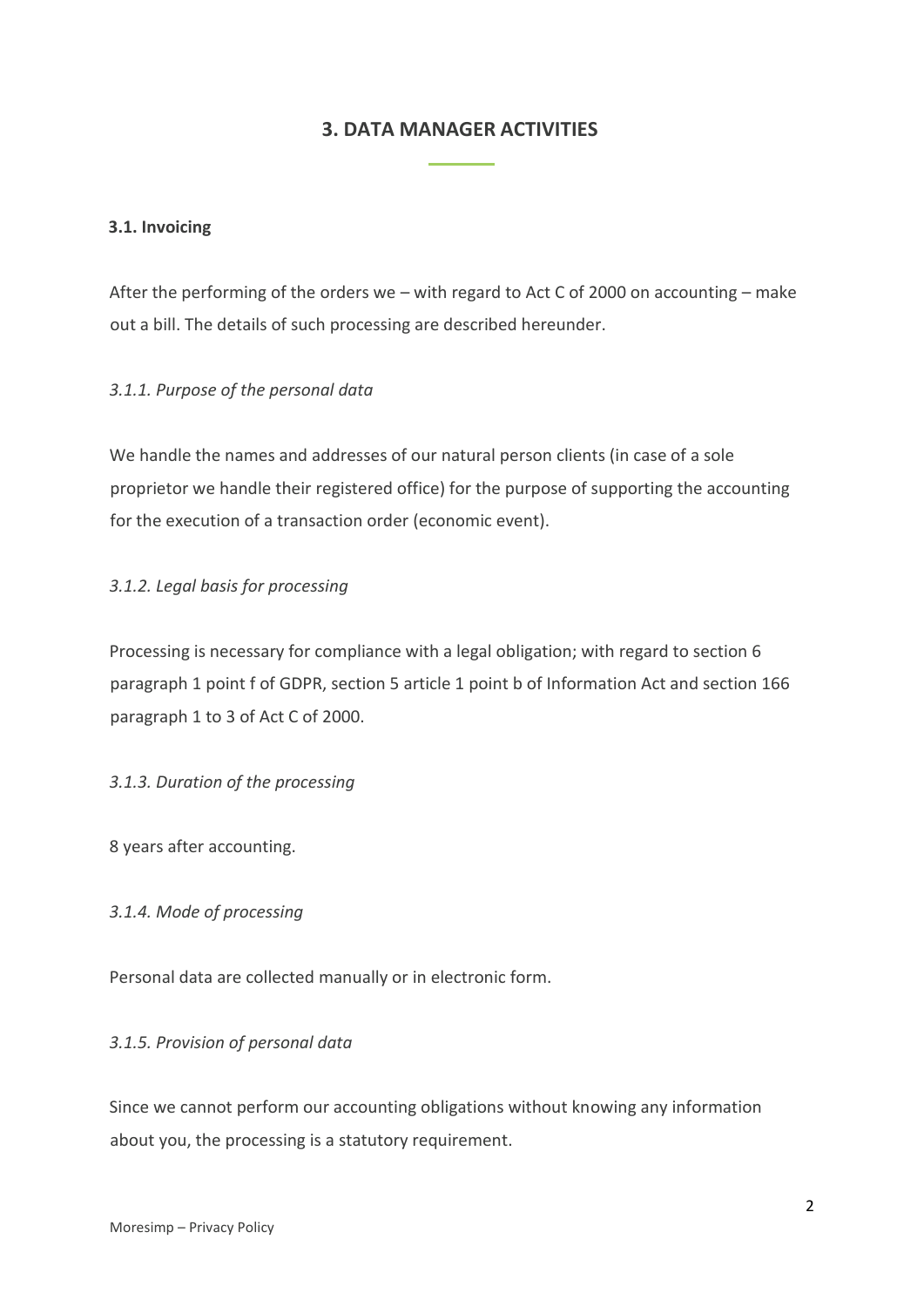## 3. DATA MANAGER ACTIVITIES

### 3.1. Invoicing

After the performing of the orders we – with regard to Act C of 2000 on accounting – make out a bill. The details of such processing are described hereunder.

*3.1.1. Purpose of the personal data*

We handle the names and addresses of our natural person clients (in case of a sole proprietor we handle their registered office) for the purpose of supporting the accounting for the execution of a transaction order (economic event).

*3.1.2. Legal basis for processing*

Processing is necessary for compliance with a legal obligation; with regard to section 6 paragraph 1 point f of GDPR, section 5 article 1 point b of Information Act and section 166 paragraph 1 to 3 of Act C of 2000.

*3.1.3. Duration of the processing*

8 years after accounting.

*3.1.4. Mode of processing*

Personal data are collected manually or in electronic form.

*3.1.5. Provision of personal data*

Since we cannot perform our accounting obligations without knowing any information about you, the processing is a statutory requirement.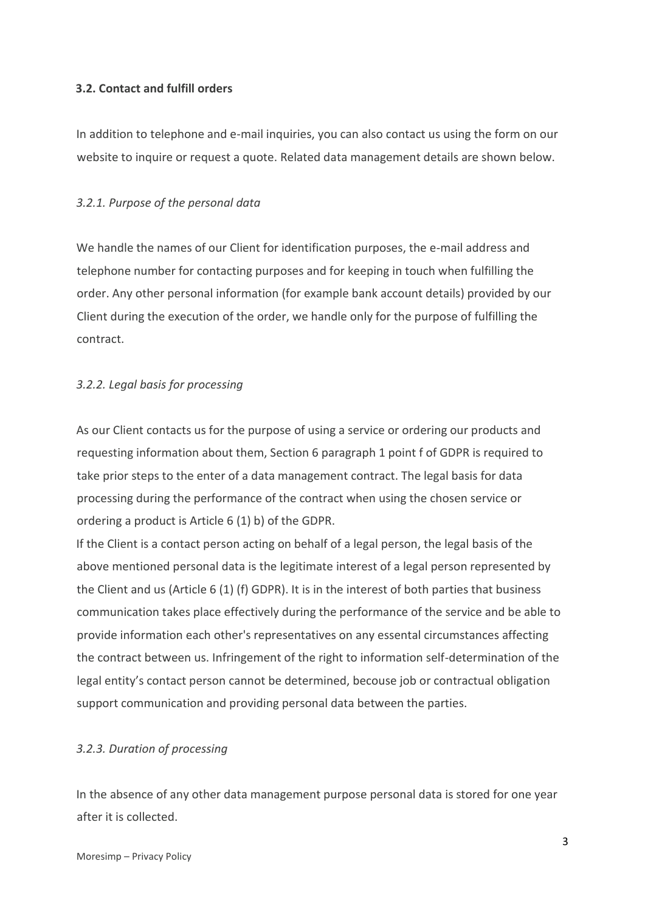### 3.2. Contact and fulfill orders

In addition to telephone and e-mail inquiries, you can also contact us using the form on our website to inquire or request a quote. Related data management details are shown below.

#### *3.2.1. Purpose of the personal data*

We handle the names of our Client for identification purposes, the e-mail address and telephone number for contacting purposes and for keeping in touch when fulfilling the order. Any other personal information (for example bank account details) provided by our Client during the execution of the order, we handle only for the purpose of fulfilling the contract.

#### *3.2.2. Legal basis for processing*

As our Client contacts us for the purpose of using a service or ordering our products and requesting information about them, Section 6 paragraph 1 point f of GDPR is required to take prior steps to the enter of a data management contract. The legal basis for data processing during the performance of the contract when using the chosen service or ordering a product is Article 6 (1) b) of the GDPR.
If the Client is a contact person acting on behalf of a legal person, the legal basis of the above mentioned personal data is the legitimate interest of a legal person represented by the Client and us (Article 6 (1) (f) GDPR). It is in the interest of both parties that business communication takes place effectively during the performance of the service and be able to provide information each other's representatives on any essental circumstances affecting the contract between us. Infringement of the right to information self-determination of the legal entity's contact person cannot be determined, becouse job or contractual obligation support communication and providing personal data between the parties.

#### *3.2.3. Duration of processing*

In the absence of any other data management purpose personal data is stored for one year after it is collected.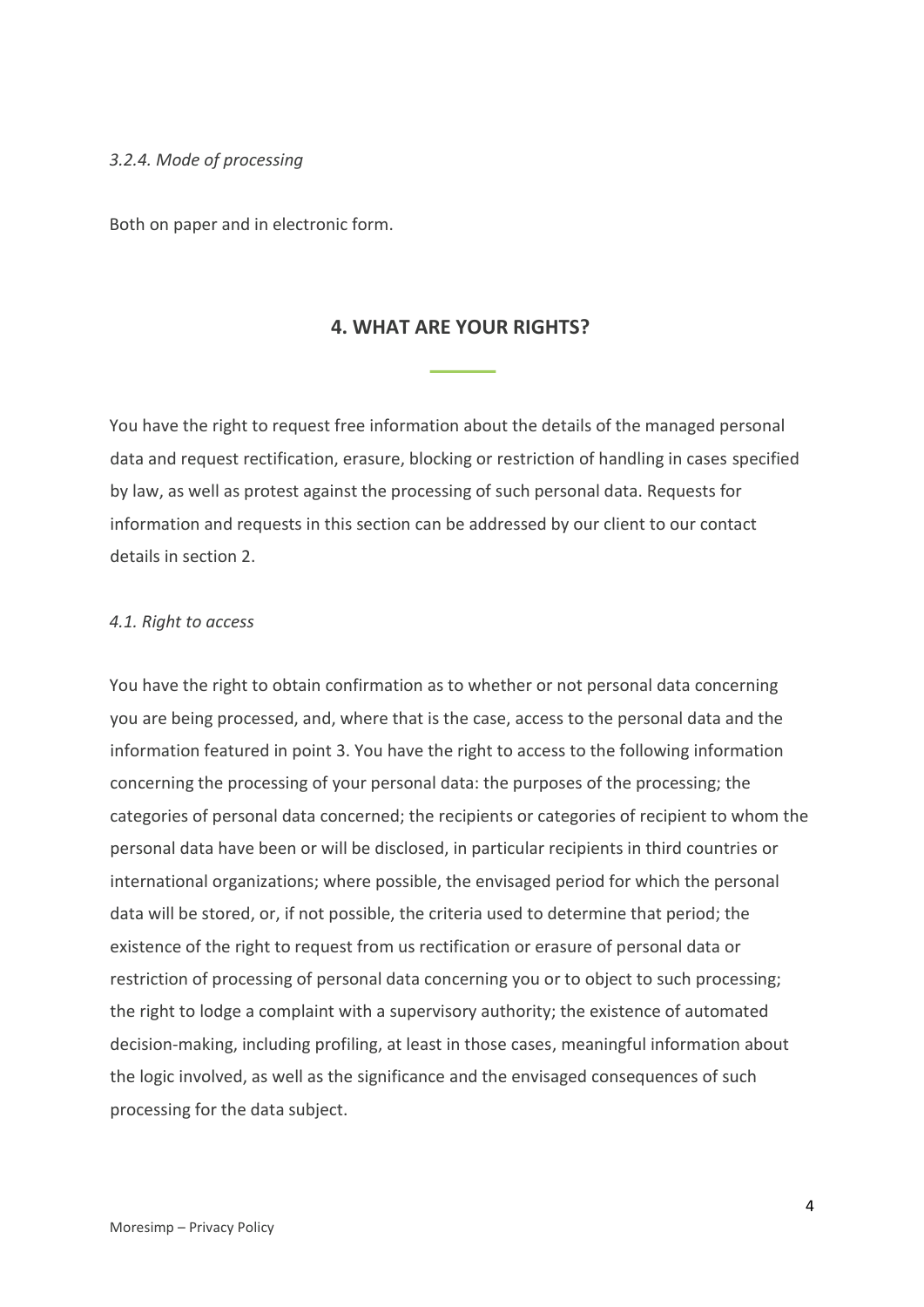*3.2.4. Mode of processing*

Both on paper and in electronic form.

## 4. WHAT ARE YOUR RIGHTS?

You have the right to request free information about the details of the managed personal data and request rectification, erasure, blocking or restriction of handling in cases specified by law, as well as protest against the processing of such personal data. Requests for information and requests in this section can be addressed by our client to our contact details in section 2.

*4.1. Right to access*

You have the right to obtain confirmation as to whether or not personal data concerning you are being processed, and, where that is the case, access to the personal data and the information featured in point 3. You have the right to access to the following information concerning the processing of your personal data: the purposes of the processing; the categories of personal data concerned; the recipients or categories of recipient to whom the personal data have been or will be disclosed, in particular recipients in third countries or international organizations; where possible, the envisaged period for which the personal data will be stored, or, if not possible, the criteria used to determine that period; the existence of the right to request from us rectification or erasure of personal data or restriction of processing of personal data concerning you or to object to such processing; the right to lodge a complaint with a supervisory authority; the existence of automated decision-making, including profiling, at least in those cases, meaningful information about the logic involved, as well as the significance and the envisaged consequences of such processing for the data subject.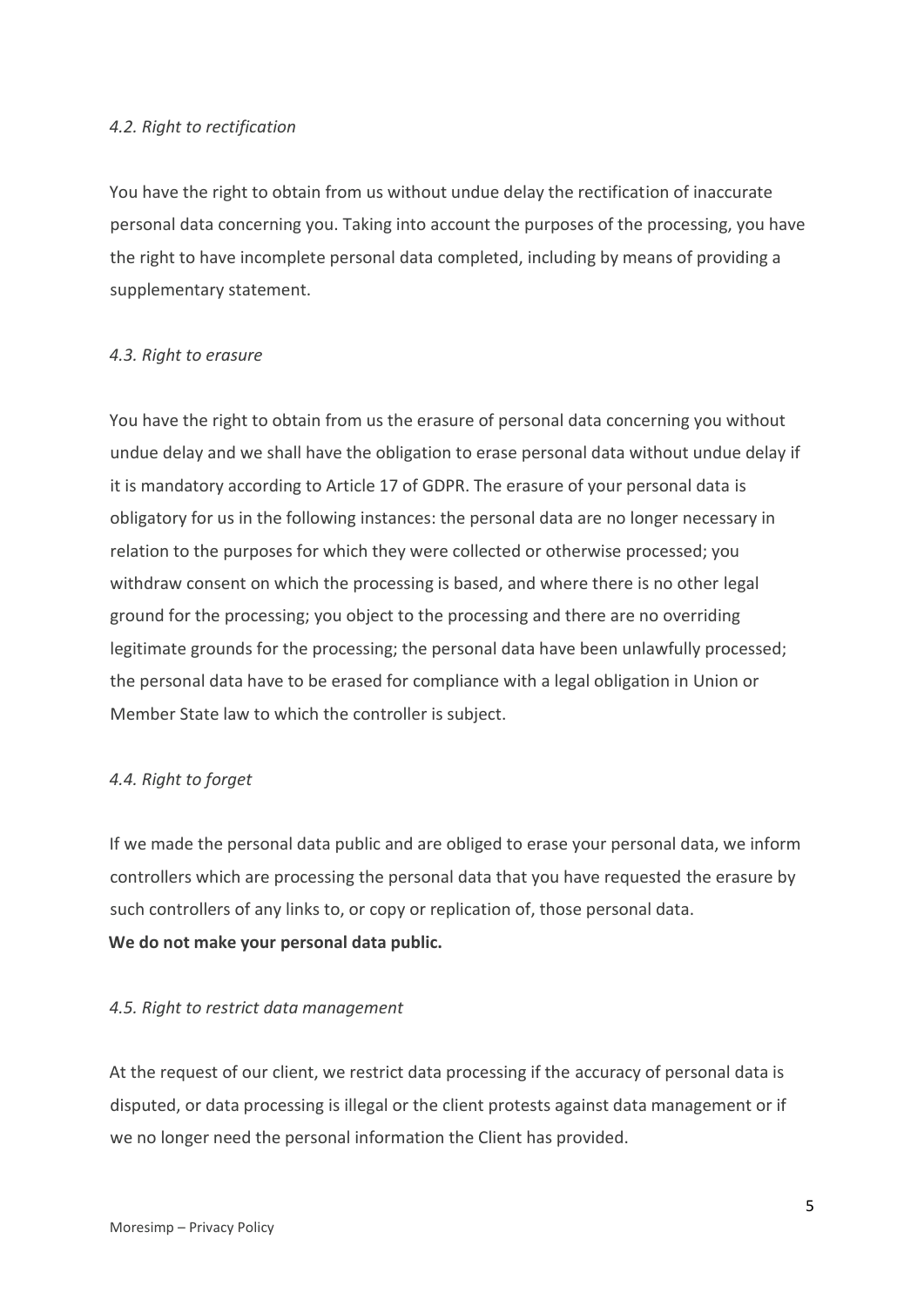*4.2. Right to rectification*

You have the right to obtain from us without undue delay the rectification of inaccurate personal data concerning you. Taking into account the purposes of the processing, you have the right to have incomplete personal data completed, including by means of providing a supplementary statement.

*4.3. Right to erasure*

You have the right to obtain from us the erasure of personal data concerning you without undue delay and we shall have the obligation to erase personal data without undue delay if it is mandatory according to Article 17 of GDPR. The erasure of your personal data is obligatory for us in the following instances: the personal data are no longer necessary in relation to the purposes for which they were collected or otherwise processed; you withdraw consent on which the processing is based, and where there is no other legal ground for the processing; you object to the processing and there are no overriding legitimate grounds for the processing; the personal data have been unlawfully processed; the personal data have to be erased for compliance with a legal obligation in Union or Member State law to which the controller is subject.

*4.4. Right to forget*

If we made the personal data public and are obliged to erase your personal data, we inform controllers which are processing the personal data that you have requested the erasure by such controllers of any links to, or copy or replication of, those personal data.

**We do not make your personal data public.**

*4.5. Right to restrict data management*

At the request of our client, we restrict data processing if the accuracy of personal data is disputed, or data processing is illegal or the client protests against data management or if we no longer need the personal information the Client has provided.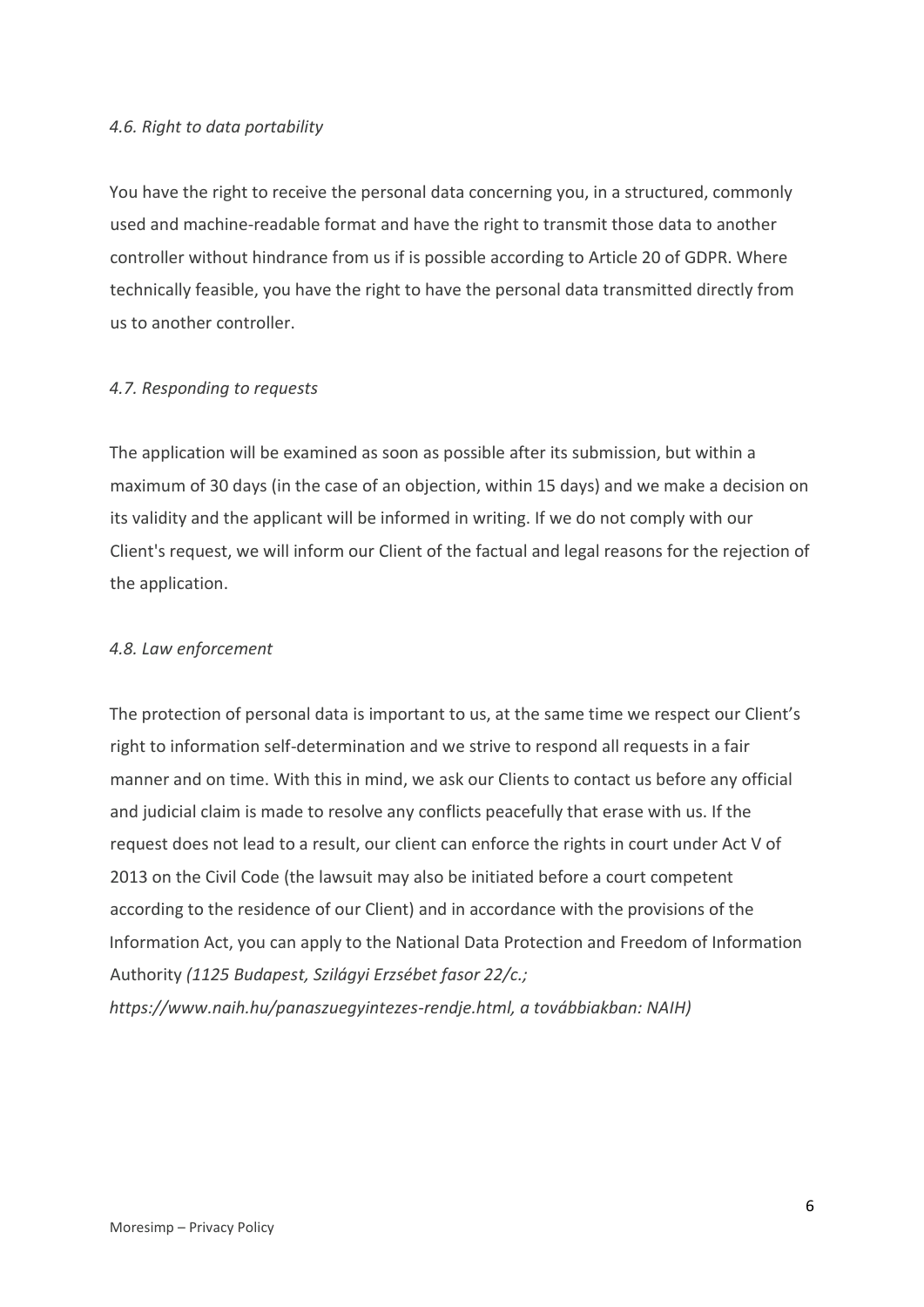*4.6. Right to data portability*

You have the right to receive the personal data concerning you, in a structured, commonly used and machine-readable format and have the right to transmit those data to another controller without hindrance from us if is possible according to Article 20 of GDPR. Where technically feasible, you have the right to have the personal data transmitted directly from us to another controller.

*4.7. Responding to requests*

The application will be examined as soon as possible after its submission, but within a maximum of 30 days (in the case of an objection, within 15 days) and we make a decision on its validity and the applicant will be informed in writing. If we do not comply with our Client's request, we will inform our Client of the factual and legal reasons for the rejection of the application.

*4.8. Law enforcement*

The protection of personal data is important to us, at the same time we respect our Client's right to information self-determination and we strive to respond all requests in a fair manner and on time. With this in mind, we ask our Clients to contact us before any official and judicial claim is made to resolve any conflicts peacefully that erase with us. If the request does not lead to a result, our client can enforce the rights in court under Act V of 2013 on the Civil Code (the lawsuit may also be initiated before a court competent according to the residence of our Client) and in accordance with the provisions of the Information Act, you can apply to the National Data Protection and Freedom of Information Authority *(1125 Budapest, Szilágyi Erzsébet fasor 22/c.; https://www.naih.hu/panaszuegyintezes-rendje.html, a továbbiakban: NAIH)*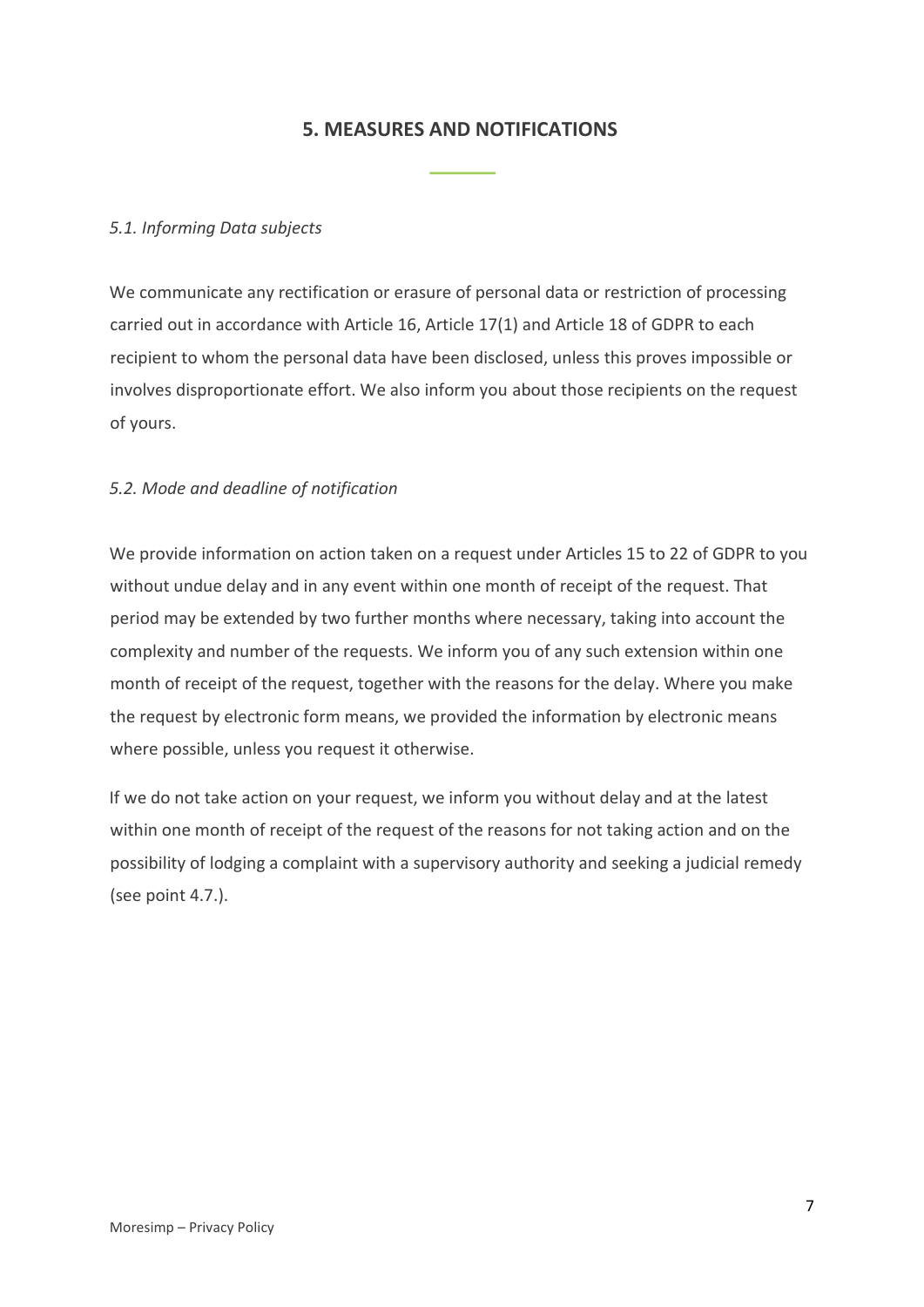## 5. MEASURES AND NOTIFICATIONS

*5.1. Informing Data subjects*

We communicate any rectification or erasure of personal data or restriction of processing carried out in accordance with Article 16, Article 17(1) and Article 18 of GDPR to each recipient to whom the personal data have been disclosed, unless this proves impossible or involves disproportionate effort. We also inform you about those recipients on the request of yours.

*5.2. Mode and deadline of notification*

We provide information on action taken on a request under Articles 15 to 22 of GDPR to you without undue delay and in any event within one month of receipt of the request. That period may be extended by two further months where necessary, taking into account the complexity and number of the requests. We inform you of any such extension within one month of receipt of the request, together with the reasons for the delay. Where you make the request by electronic form means, we provided the information by electronic means where possible, unless you request it otherwise.

If we do not take action on your request, we inform you without delay and at the latest within one month of receipt of the request of the reasons for not taking action and on the possibility of lodging a complaint with a supervisory authority and seeking a judicial remedy (see point 4.7.).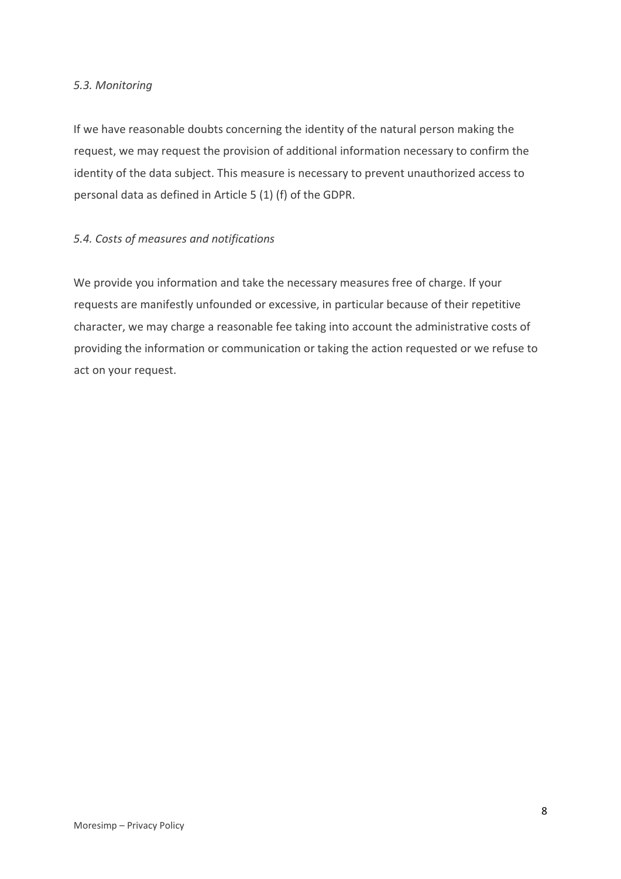### *5.3. Monitoring*

If we have reasonable doubts concerning the identity of the natural person making the request, we may request the provision of additional information necessary to confirm the identity of the data subject. This measure is necessary to prevent unauthorized access to personal data as defined in Article 5 (1) (f) of the GDPR.

### *5.4. Costs of measures and notifications*

We provide you information and take the necessary measures free of charge. If your requests are manifestly unfounded or excessive, in particular because of their repetitive character, we may charge a reasonable fee taking into account the administrative costs of providing the information or communication or taking the action requested or we refuse to act on your request.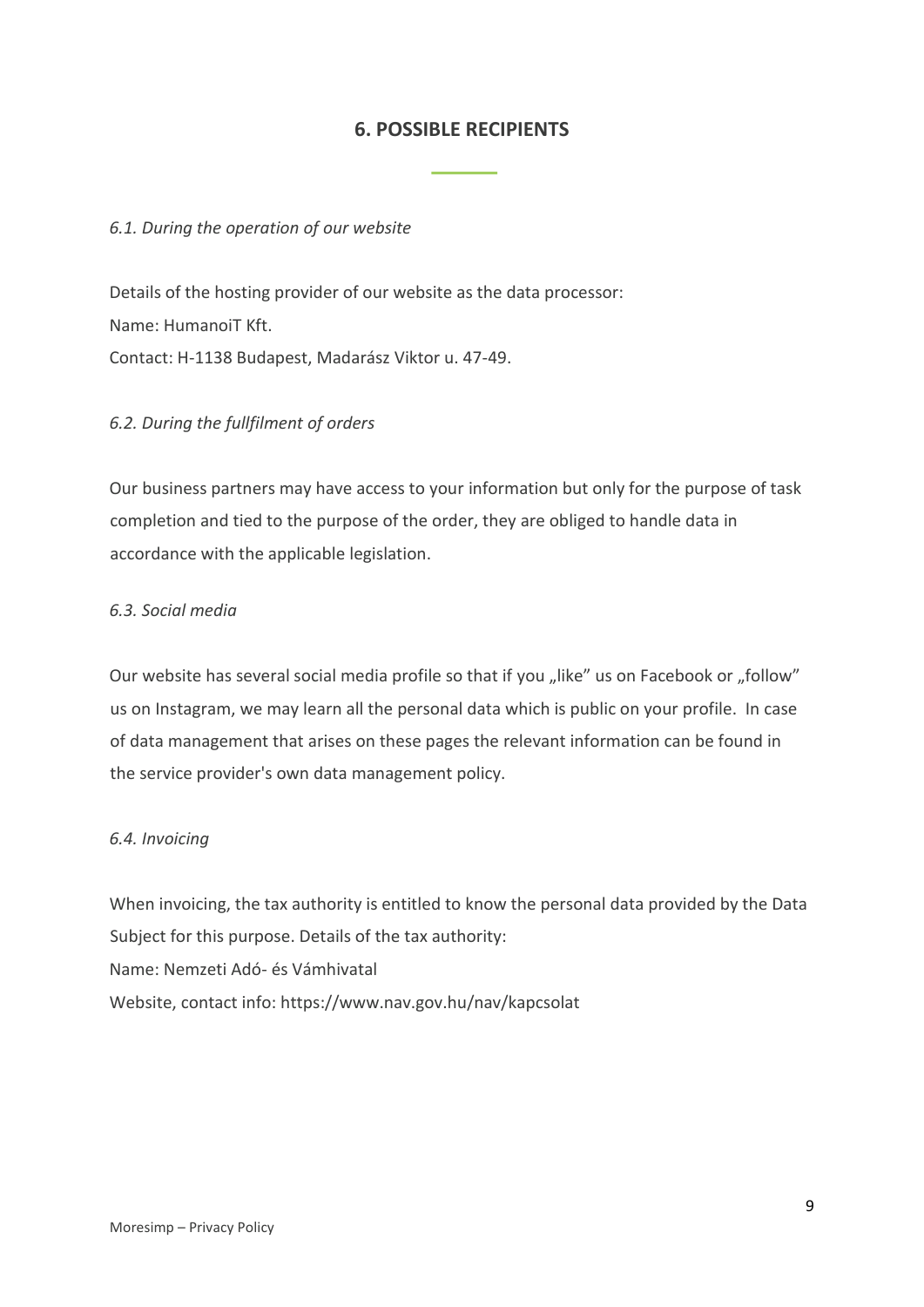## 6. POSSIBLE RECIPIENTS

*6.1. During the operation of our website*

Details of the hosting provider of our website as the data processor:
Name: HumanoiT Kft.
Contact: H-1138 Budapest, Madarász Viktor u. 47-49.

*6.2. During the fullfilment of orders*

Our business partners may have access to your information but only for the purpose of task completion and tied to the purpose of the order, they are obliged to handle data in accordance with the applicable legislation.

*6.3. Social media*

Our website has several social media profile so that if you „like" us on Facebook or „follow" us on Instagram, we may learn all the personal data which is public on your profile. In case of data management that arises on these pages the relevant information can be found in the service provider's own data management policy.

*6.4. Invoicing*

When invoicing, the tax authority is entitled to know the personal data provided by the Data Subject for this purpose. Details of the tax authority:
Name: Nemzeti Adó- és Vámhivatal
Website, contact info: https://www.nav.gov.hu/nav/kapcsolat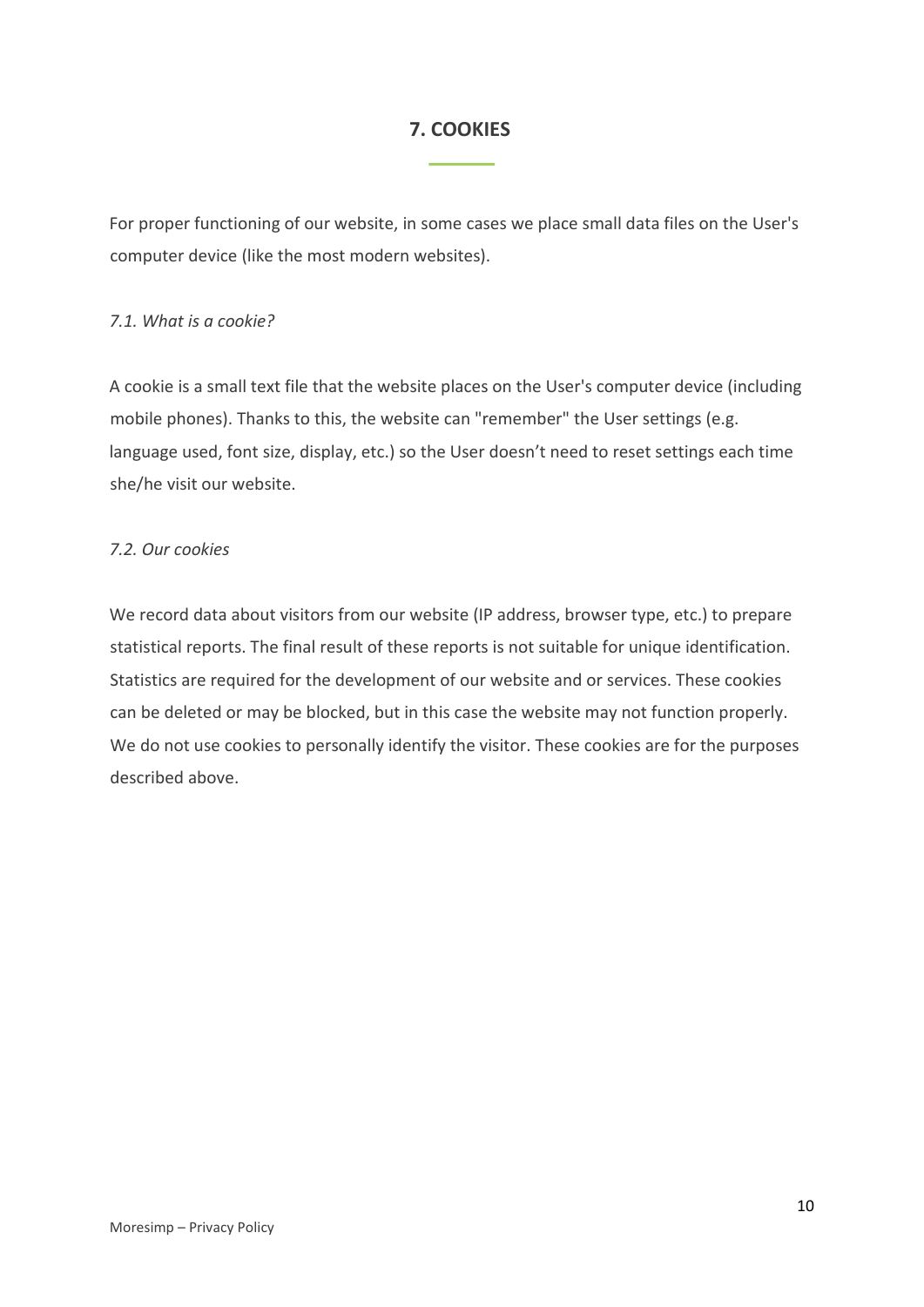## 7. COOKIES

For proper functioning of our website, in some cases we place small data files on the User's computer device (like the most modern websites).

### *7.1. What is a cookie?*

A cookie is a small text file that the website places on the User's computer device (including mobile phones). Thanks to this, the website can "remember" the User settings (e.g. language used, font size, display, etc.) so the User doesn't need to reset settings each time she/he visit our website.

### *7.2. Our cookies*

We record data about visitors from our website (IP address, browser type, etc.) to prepare statistical reports. The final result of these reports is not suitable for unique identification. Statistics are required for the development of our website and or services. These cookies can be deleted or may be blocked, but in this case the website may not function properly. We do not use cookies to personally identify the visitor. These cookies are for the purposes described above.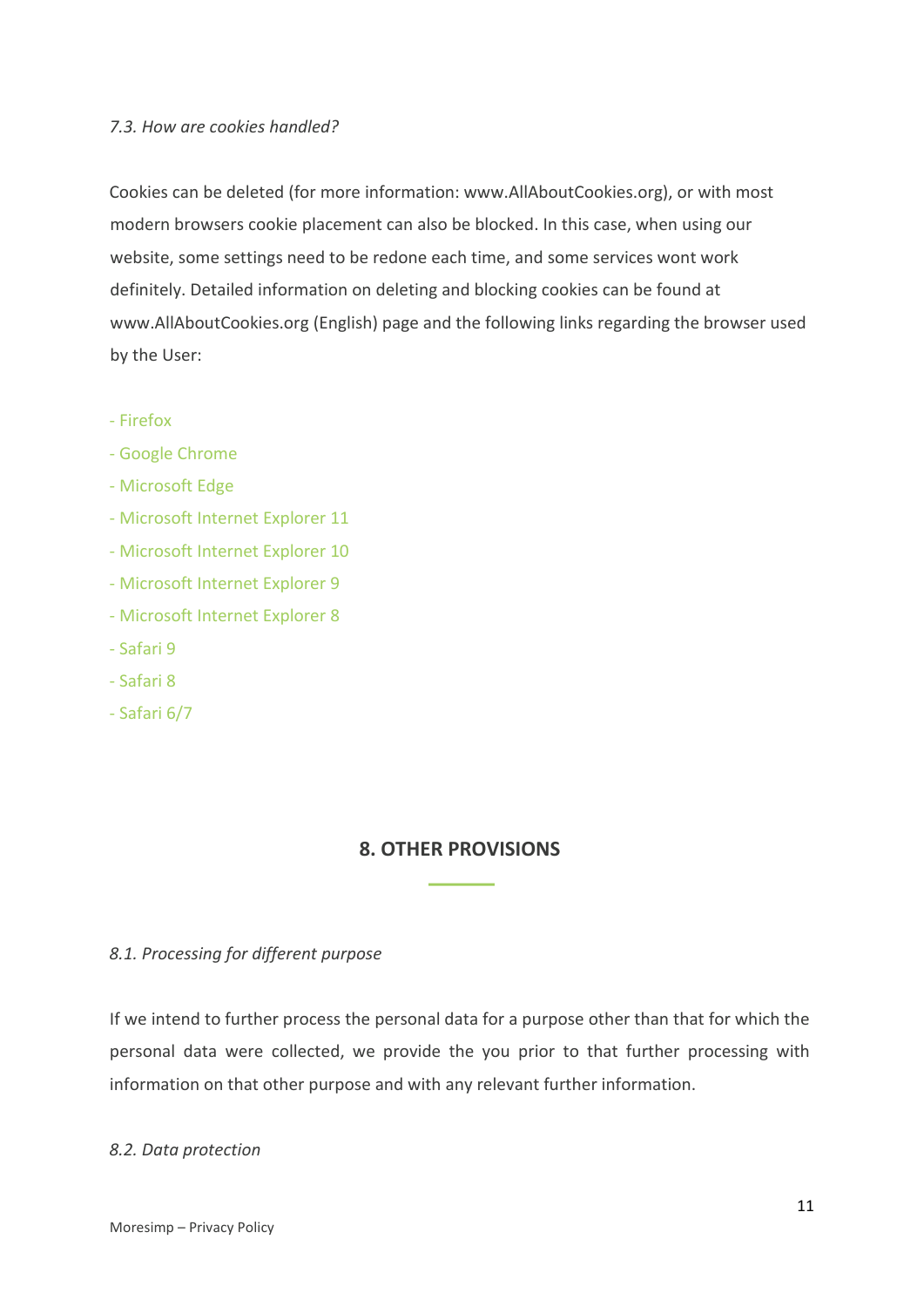*7.3. How are cookies handled?*

Cookies can be deleted (for more information: www.AllAboutCookies.org), or with most modern browsers cookie placement can also be blocked. In this case, when using our website, some settings need to be redone each time, and some services wont work definitely. Detailed information on deleting and blocking cookies can be found at www.AllAboutCookies.org (English) page and the following links regarding the browser used by the User:

- Firefox
- Google Chrome
- Microsoft Edge
- Microsoft Internet Explorer 11
- Microsoft Internet Explorer 10
- Microsoft Internet Explorer 9
- Microsoft Internet Explorer 8
- Safari 9
- Safari 8
- Safari 6/7

## 8. OTHER PROVISIONS

*8.1. Processing for different purpose*

If we intend to further process the personal data for a purpose other than that for which the personal data were collected, we provide the you prior to that further processing with information on that other purpose and with any relevant further information.

*8.2. Data protection*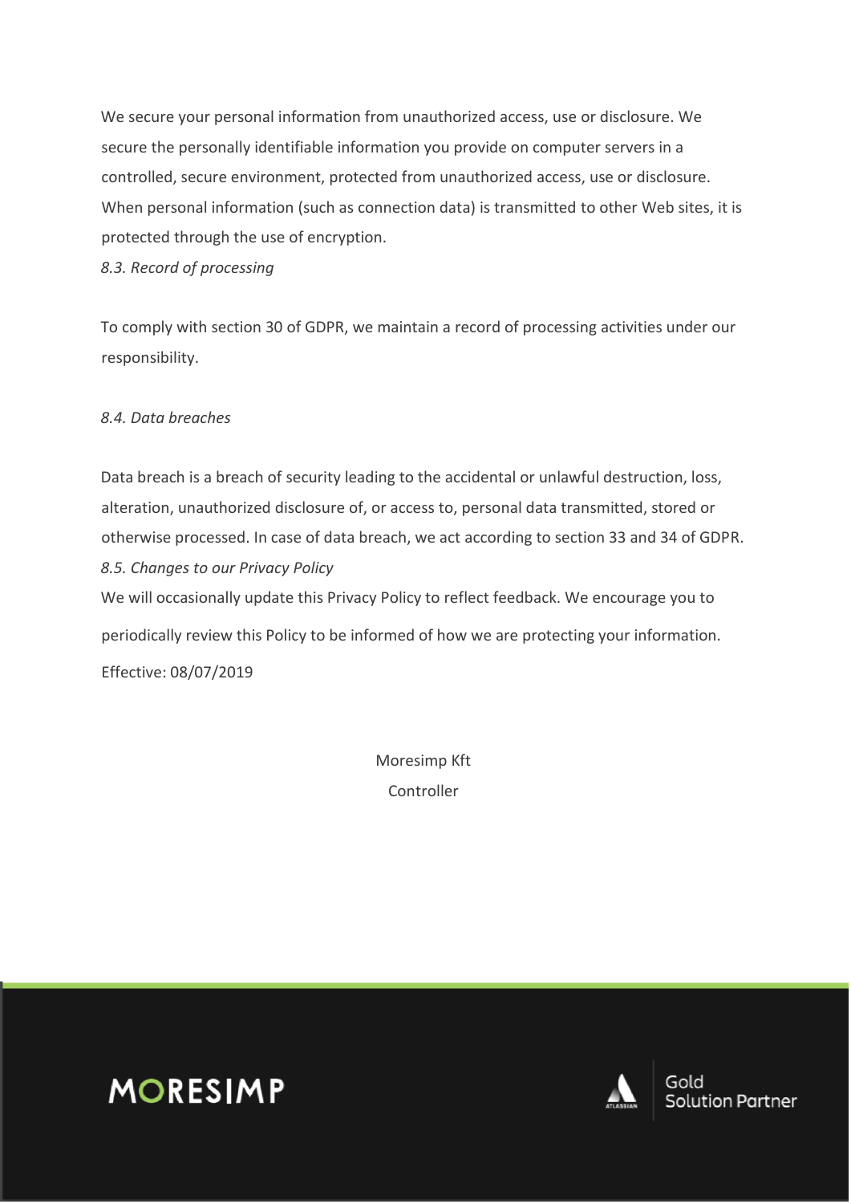We secure your personal information from unauthorized access, use or disclosure. We secure the personally identifiable information you provide on computer servers in a controlled, secure environment, protected from unauthorized access, use or disclosure. When personal information (such as connection data) is transmitted to other Web sites, it is protected through the use of encryption.

*8.3. Record of processing*

To comply with section 30 of GDPR, we maintain a record of processing activities under our responsibility.

*8.4. Data breaches*

Data breach is a breach of security leading to the accidental or unlawful destruction, loss, alteration, unauthorized disclosure of, or access to, personal data transmitted, stored or otherwise processed. In case of data breach, we act according to section 33 and 34 of GDPR.

*8.5. Changes to our Privacy Policy*

We will occasionally update this Privacy Policy to reflect feedback. We encourage you to periodically review this Policy to be informed of how we are protecting your information.

Effective: 08/07/2019

Moresimp Kft

Controller